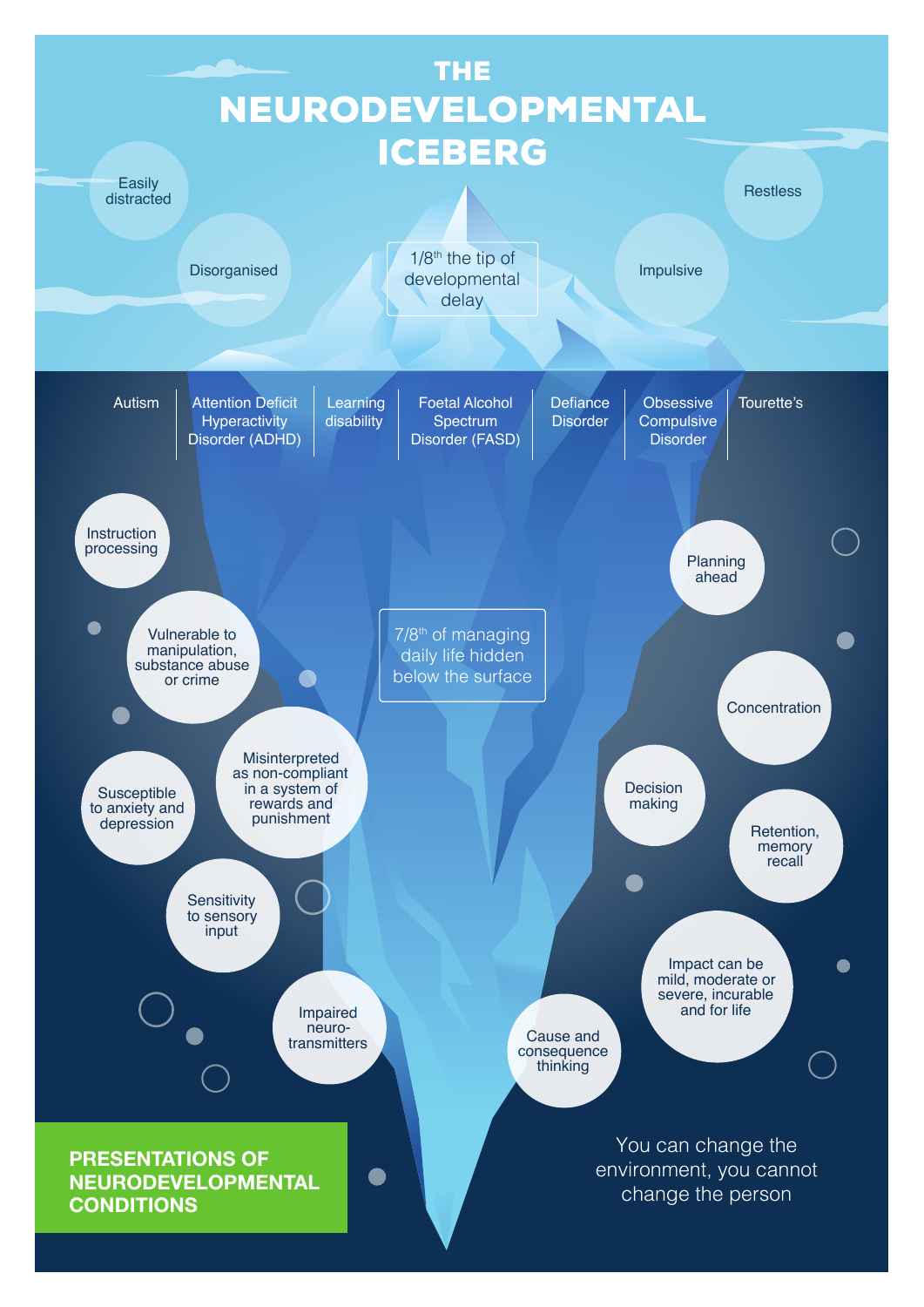# THE NEURODEVELOPMENTAL ICEBERG

1/8th the tip of developmental delay

- Easily distracted
- Disorganised
- Impulsive
- Restless

Autism | Attention Deficit Hyperactivity Disorder (ADHD) | Learning disability | Foetal Alcohol Spectrum Disorder (FASD) | Defiance Disorder | Obsessive Compulsive Disorder | Tourette's

7/8th of managing daily life hidden below the surface

- Instruction processing
- Vulnerable to manipulation, substance abuse or crime
- Susceptible to anxiety and depression
- Misinterpreted as non-compliant in a system of rewards and punishment
- Sensitivity to sensory input
- Impaired neuro-transmitters
- Planning ahead
- Concentration
- Decision making
- Retention, memory recall
- Impact can be mild, moderate or severe, incurable and for life
- Cause and consequence thinking

**PRESENTATIONS OF NEURODEVELOPMENTAL CONDITIONS**

You can change the environment, you cannot change the person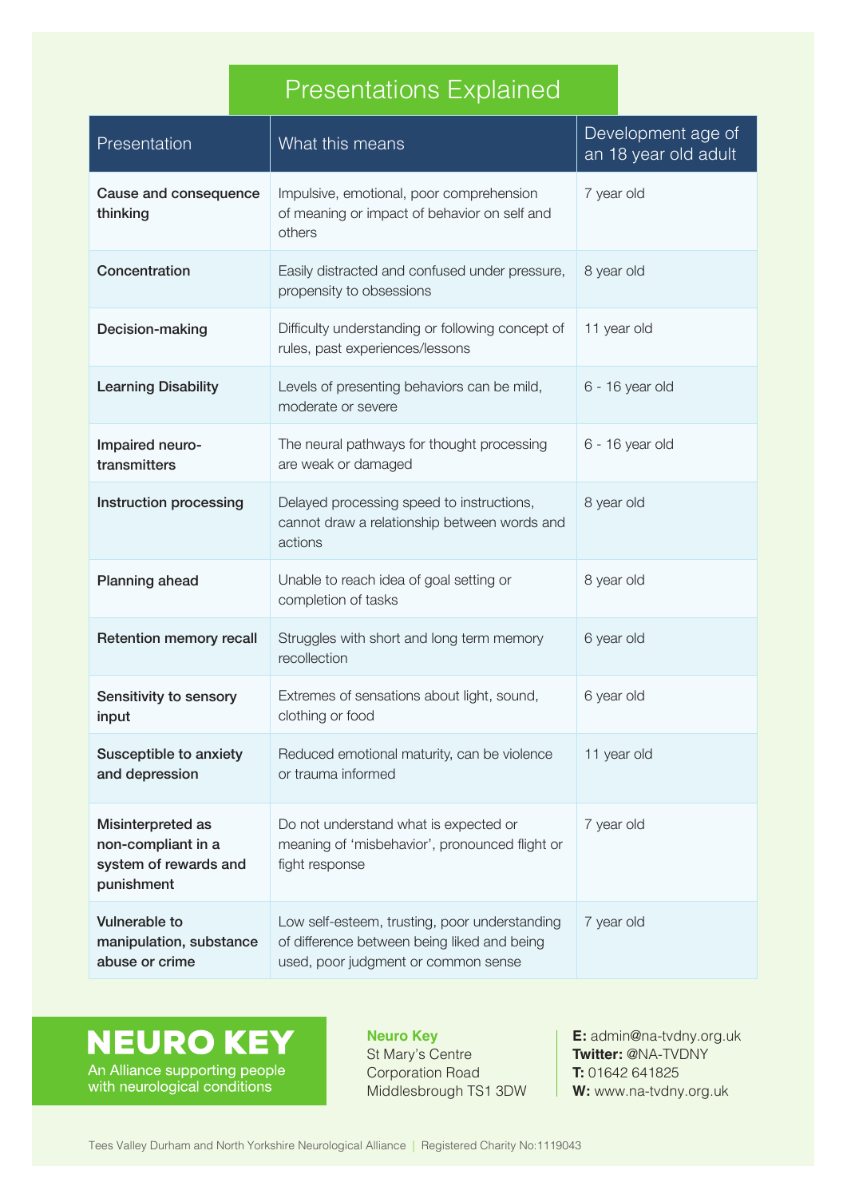# Presentations Explained

| Presentation | What this means | Development age of an 18 year old adult |
|---|---|---|
| **Cause and consequence thinking** | Impulsive, emotional, poor comprehension of meaning or impact of behavior on self and others | 7 year old |
| **Concentration** | Easily distracted and confused under pressure, propensity to obsessions | 8 year old |
| **Decision-making** | Difficulty understanding or following concept of rules, past experiences/lessons | 11 year old |
| **Learning Disability** | Levels of presenting behaviors can be mild, moderate or severe | 6 - 16 year old |
| **Impaired neuro-transmitters** | The neural pathways for thought processing are weak or damaged | 6 - 16 year old |
| **Instruction processing** | Delayed processing speed to instructions, cannot draw a relationship between words and actions | 8 year old |
| **Planning ahead** | Unable to reach idea of goal setting or completion of tasks | 8 year old |
| **Retention memory recall** | Struggles with short and long term memory recollection | 6 year old |
| **Sensitivity to sensory input** | Extremes of sensations about light, sound, clothing or food | 6 year old |
| **Susceptible to anxiety and depression** | Reduced emotional maturity, can be violence or trauma informed | 11 year old |
| **Misinterpreted as non-compliant in a system of rewards and punishment** | Do not understand what is expected or meaning of 'misbehavior', pronounced flight or fight response | 7 year old |
| **Vulnerable to manipulation, substance abuse or crime** | Low self-esteem, trusting, poor understanding of difference between being liked and being used, poor judgment or common sense | 7 year old |

**NEURO KEY**
An Alliance supporting people with neurological conditions

**Neuro Key**
St Mary's Centre
Corporation Road
Middlesbrough TS1 3DW

**E:** admin@na-tvdny.org.uk
**Twitter:** @NA-TVDNY
**T:** 01642 641825
**W:** www.na-tvdny.org.uk

Tees Valley Durham and North Yorkshire Neurological Alliance | Registered Charity No:1119043